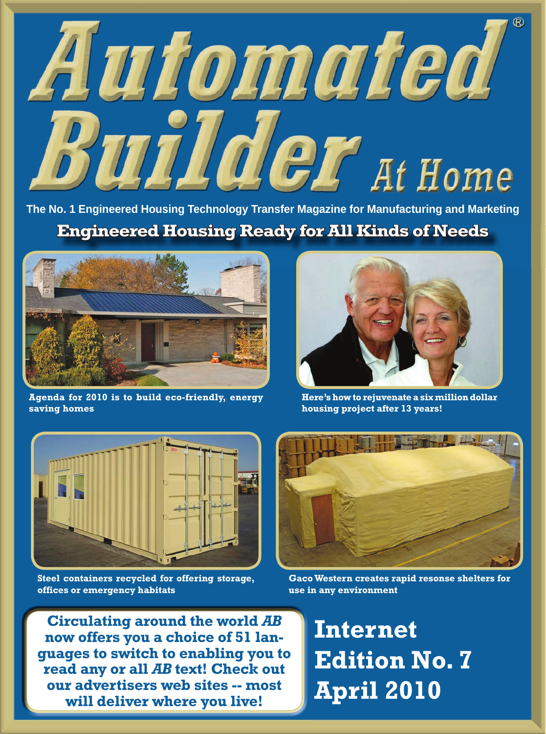# Automated Builder® At Home

The No. 1 Engineered Housing Technology Transfer Magazine for Manufacturing and Marketing

## Engineered Housing Ready for All Kinds of Needs

**Agenda for 2010 is to build eco-friendly, energy saving homes**

**Here's how to rejuvenate a six million dollar housing project after 13 years!**

**Steel containers recycled for offering storage, offices or emergency habitats**

**Gaco Western creates rapid resonse shelters for use in any environment**

**Circulating around the world *AB* now offers you a choice of 51 languages to switch to enabling you to read any or all *AB* text! Check out our advertisers web sites -- most will deliver where you live!**

## Internet Edition No. 7 April 2010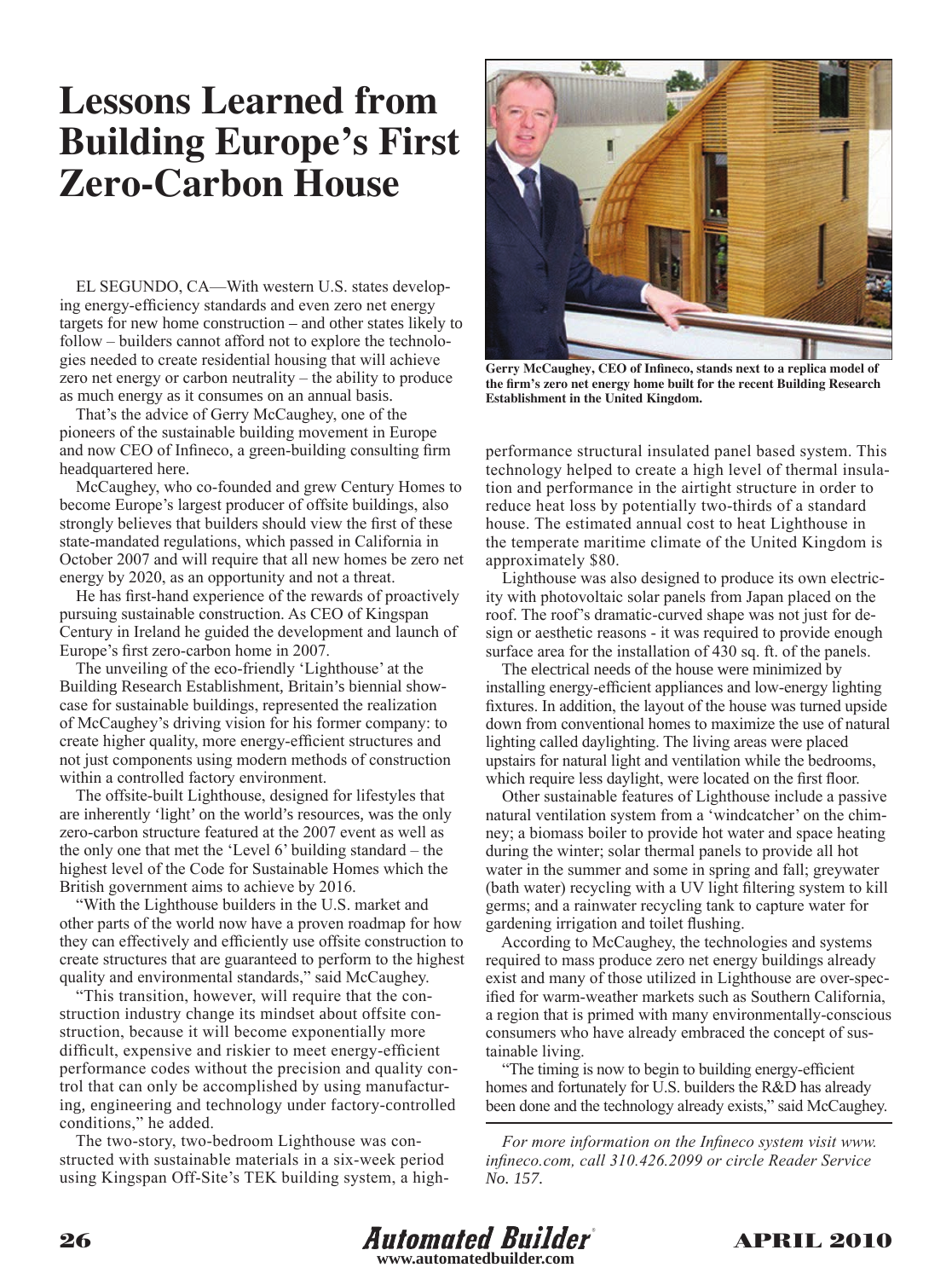# Lessons Learned from Building Europe's First Zero-Carbon House

**Gerry McCaughey, CEO of Infineco, stands next to a replica model of the firm's zero net energy home built for the recent Building Research Establishment in the United Kingdom.**

EL SEGUNDO, CA—With western U.S. states developing energy-efficiency standards and even zero net energy targets for new home construction – and other states likely to follow – builders cannot afford not to explore the technologies needed to create residential housing that will achieve zero net energy or carbon neutrality – the ability to produce as much energy as it consumes on an annual basis.

That's the advice of Gerry McCaughey, one of the pioneers of the sustainable building movement in Europe and now CEO of Infineco, a green-building consulting firm headquartered here.

McCaughey, who co-founded and grew Century Homes to become Europe's largest producer of offsite buildings, also strongly believes that builders should view the first of these state-mandated regulations, which passed in California in October 2007 and will require that all new homes be zero net energy by 2020, as an opportunity and not a threat.

He has first-hand experience of the rewards of proactively pursuing sustainable construction. As CEO of Kingspan Century in Ireland he guided the development and launch of Europe's first zero-carbon home in 2007.

The unveiling of the eco-friendly 'Lighthouse' at the Building Research Establishment, Britain's biennial showcase for sustainable buildings, represented the realization of McCaughey's driving vision for his former company: to create higher quality, more energy-efficient structures and not just components using modern methods of construction within a controlled factory environment.

The offsite-built Lighthouse, designed for lifestyles that are inherently 'light' on the world's resources, was the only zero-carbon structure featured at the 2007 event as well as the only one that met the 'Level 6' building standard – the highest level of the Code for Sustainable Homes which the British government aims to achieve by 2016.

"With the Lighthouse builders in the U.S. market and other parts of the world now have a proven roadmap for how they can effectively and efficiently use offsite construction to create structures that are guaranteed to perform to the highest quality and environmental standards," said McCaughey.

"This transition, however, will require that the construction industry change its mindset about offsite construction, because it will become exponentially more difficult, expensive and riskier to meet energy-efficient performance codes without the precision and quality control that can only be accomplished by using manufacturing, engineering and technology under factory-controlled conditions," he added.

The two-story, two-bedroom Lighthouse was constructed with sustainable materials in a six-week period using Kingspan Off-Site's TEK building system, a high-performance structural insulated panel based system. This technology helped to create a high level of thermal insulation and performance in the airtight structure in order to reduce heat loss by potentially two-thirds of a standard house. The estimated annual cost to heat Lighthouse in the temperate maritime climate of the United Kingdom is approximately $80.

Lighthouse was also designed to produce its own electricity with photovoltaic solar panels from Japan placed on the roof. The roof's dramatic-curved shape was not just for design or aesthetic reasons - it was required to provide enough surface area for the installation of 430 sq. ft. of the panels.

The electrical needs of the house were minimized by installing energy-efficient appliances and low-energy lighting fixtures. In addition, the layout of the house was turned upside down from conventional homes to maximize the use of natural lighting called daylighting. The living areas were placed upstairs for natural light and ventilation while the bedrooms, which require less daylight, were located on the first floor.

Other sustainable features of Lighthouse include a passive natural ventilation system from a 'windcatcher' on the chimney; a biomass boiler to provide hot water and space heating during the winter; solar thermal panels to provide all hot water in the summer and some in spring and fall; greywater (bath water) recycling with a UV light filtering system to kill germs; and a rainwater recycling tank to capture water for gardening irrigation and toilet flushing.

According to McCaughey, the technologies and systems required to mass produce zero net energy buildings already exist and many of those utilized in Lighthouse are over-specified for warm-weather markets such as Southern California, a region that is primed with many environmentally-conscious consumers who have already embraced the concept of sustainable living.

"The timing is now to begin to building energy-efficient homes and fortunately for U.S. builders the R&D has already been done and the technology already exists," said McCaughey.

*For more information on the Infineco system visit www.infineco.com, call 310.426.2099 or circle Reader Service No. 157.*